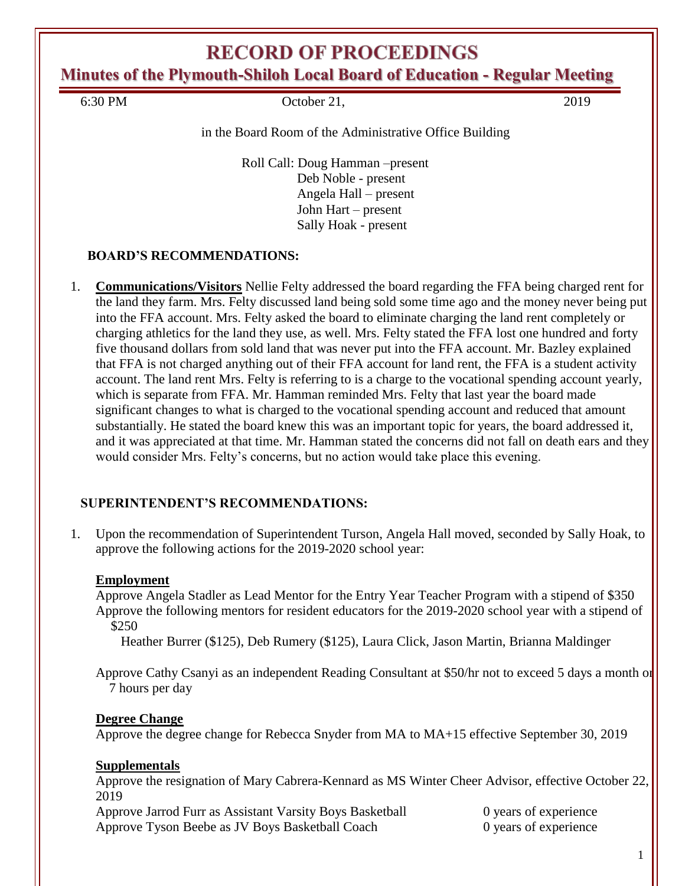# RECORD OF PROCEEDINGS

## Minutes of the Plymouth-Shiloh Local Board of Education - Regular Meeting

6:30 PM October 21, 2019

in the Board Room of the Administrative Office Building

Roll Call: Doug Hamman –present
Deb Noble - present
Angela Hall – present
John Hart – present
Sally Hoak - present

### BOARD'S RECOMMENDATIONS:

1. **Communications/Visitors** Nellie Felty addressed the board regarding the FFA being charged rent for the land they farm. Mrs. Felty discussed land being sold some time ago and the money never being put into the FFA account. Mrs. Felty asked the board to eliminate charging the land rent completely or charging athletics for the land they use, as well. Mrs. Felty stated the FFA lost one hundred and forty five thousand dollars from sold land that was never put into the FFA account. Mr. Bazley explained that FFA is not charged anything out of their FFA account for land rent, the FFA is a student activity account. The land rent Mrs. Felty is referring to is a charge to the vocational spending account yearly, which is separate from FFA. Mr. Hamman reminded Mrs. Felty that last year the board made significant changes to what is charged to the vocational spending account and reduced that amount substantially. He stated the board knew this was an important topic for years, the board addressed it, and it was appreciated at that time. Mr. Hamman stated the concerns did not fall on death ears and they would consider Mrs. Felty's concerns, but no action would take place this evening.

### SUPERINTENDENT'S RECOMMENDATIONS:

1. Upon the recommendation of Superintendent Turson, Angela Hall moved, seconded by Sally Hoak, to approve the following actions for the 2019-2020 school year:

   **Employment**
   Approve Angela Stadler as Lead Mentor for the Entry Year Teacher Program with a stipend of $350
   Approve the following mentors for resident educators for the 2019-2020 school year with a stipend of $250
   Heather Burrer ($125), Deb Rumery ($125), Laura Click, Jason Martin, Brianna Maldinger

   Approve Cathy Csanyi as an independent Reading Consultant at $50/hr not to exceed 5 days a month or 7 hours per day

   **Degree Change**
   Approve the degree change for Rebecca Snyder from MA to MA+15 effective September 30, 2019

   **Supplementals**
   Approve the resignation of Mary Cabrera-Kennard as MS Winter Cheer Advisor, effective October 22, 2019
   Approve Jarrod Furr as Assistant Varsity Boys Basketball 0 years of experience
   Approve Tyson Beebe as JV Boys Basketball Coach 0 years of experience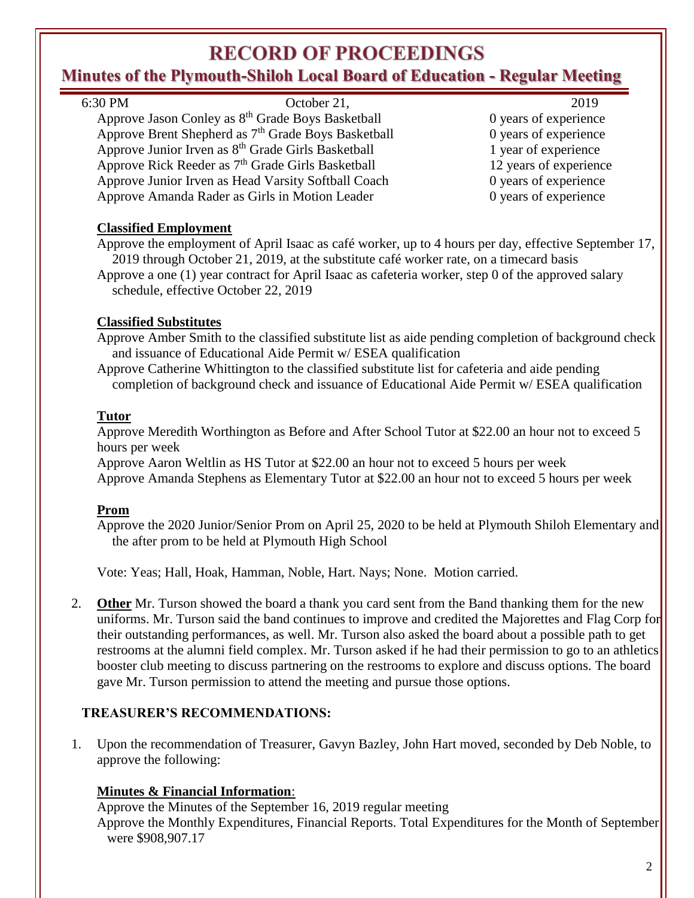# RECORD OF PROCEEDINGS

## Minutes of the Plymouth-Shiloh Local Board of Education - Regular Meeting

6:30 PM October 21, 2019

| | |
|---|---|
| Approve Jason Conley as 8th Grade Boys Basketball | 0 years of experience |
| Approve Brent Shepherd as 7th Grade Boys Basketball | 0 years of experience |
| Approve Junior Irven as 8th Grade Girls Basketball | 1 year of experience |
| Approve Rick Reeder as 7th Grade Girls Basketball | 12 years of experience |
| Approve Junior Irven as Head Varsity Softball Coach | 0 years of experience |
| Approve Amanda Rader as Girls in Motion Leader | 0 years of experience |

**Classified Employment**

Approve the employment of April Isaac as café worker, up to 4 hours per day, effective September 17, 2019 through October 21, 2019, at the substitute café worker rate, on a timecard basis

Approve a one (1) year contract for April Isaac as cafeteria worker, step 0 of the approved salary schedule, effective October 22, 2019

**Classified Substitutes**

Approve Amber Smith to the classified substitute list as aide pending completion of background check and issuance of Educational Aide Permit w/ ESEA qualification

Approve Catherine Whittington to the classified substitute list for cafeteria and aide pending completion of background check and issuance of Educational Aide Permit w/ ESEA qualification

**Tutor**

Approve Meredith Worthington as Before and After School Tutor at $22.00 an hour not to exceed 5 hours per week

Approve Aaron Weltlin as HS Tutor at $22.00 an hour not to exceed 5 hours per week

Approve Amanda Stephens as Elementary Tutor at $22.00 an hour not to exceed 5 hours per week

**Prom**

Approve the 2020 Junior/Senior Prom on April 25, 2020 to be held at Plymouth Shiloh Elementary and the after prom to be held at Plymouth High School

Vote: Yeas; Hall, Hoak, Hamman, Noble, Hart. Nays; None. Motion carried.

2. **Other** Mr. Turson showed the board a thank you card sent from the Band thanking them for the new uniforms. Mr. Turson said the band continues to improve and credited the Majorettes and Flag Corp for their outstanding performances, as well. Mr. Turson also asked the board about a possible path to get restrooms at the alumni field complex. Mr. Turson asked if he had their permission to go to an athletics booster club meeting to discuss partnering on the restrooms to explore and discuss options. The board gave Mr. Turson permission to attend the meeting and pursue those options.

### TREASURER'S RECOMMENDATIONS:

1. Upon the recommendation of Treasurer, Gavyn Bazley, John Hart moved, seconded by Deb Noble, to approve the following:

**Minutes & Financial Information**:

Approve the Minutes of the September 16, 2019 regular meeting

Approve the Monthly Expenditures, Financial Reports. Total Expenditures for the Month of September were $908,907.17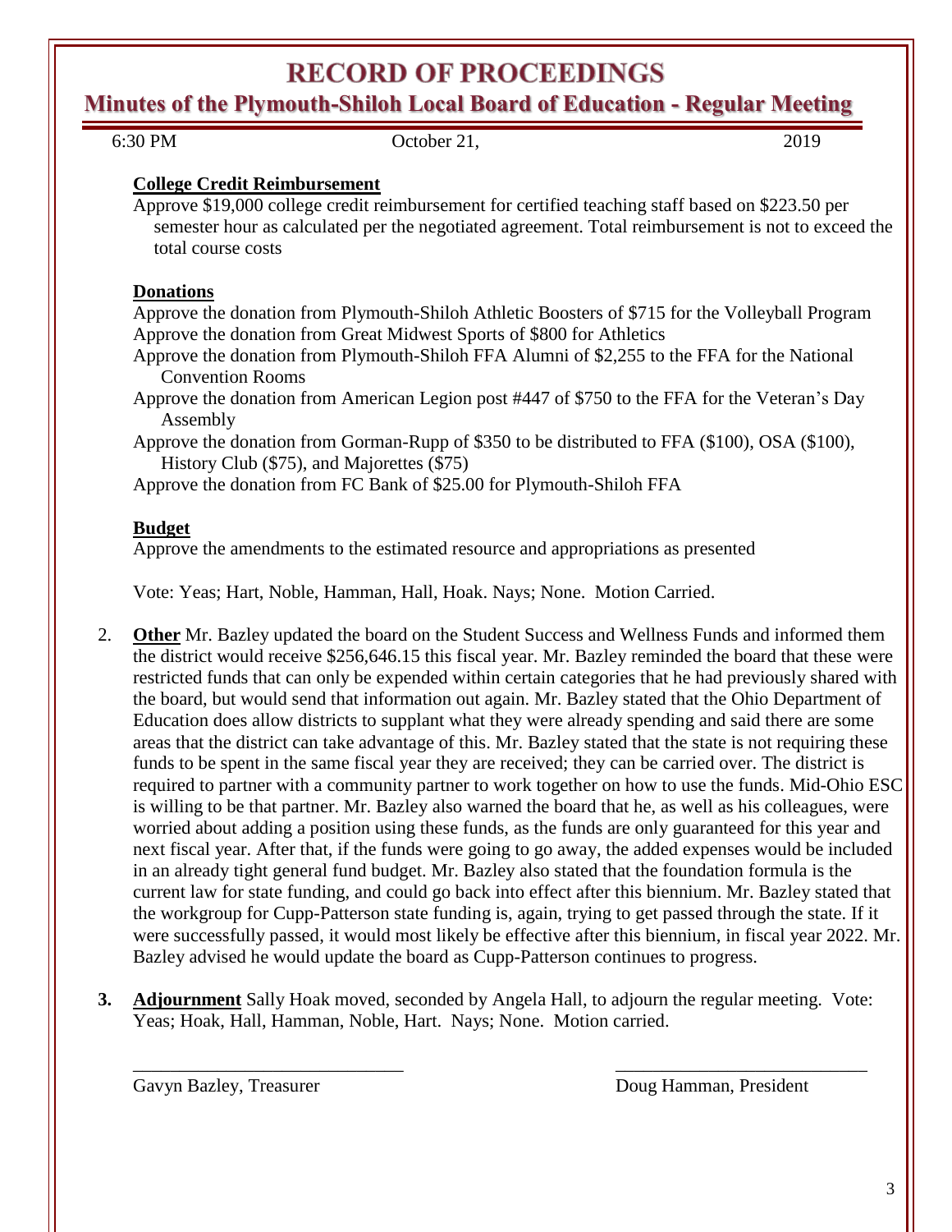# RECORD OF PROCEEDINGS

## Minutes of the Plymouth-Shiloh Local Board of Education - Regular Meeting

6:30 PM October 21, 2019

**College Credit Reimbursement**

Approve $19,000 college credit reimbursement for certified teaching staff based on $223.50 per semester hour as calculated per the negotiated agreement. Total reimbursement is not to exceed the total course costs

**Donations**

Approve the donation from Plymouth-Shiloh Athletic Boosters of $715 for the Volleyball Program

Approve the donation from Great Midwest Sports of $800 for Athletics

Approve the donation from Plymouth-Shiloh FFA Alumni of $2,255 to the FFA for the National Convention Rooms

Approve the donation from American Legion post #447 of $750 to the FFA for the Veteran's Day Assembly

Approve the donation from Gorman-Rupp of $350 to be distributed to FFA ($100), OSA ($100), History Club ($75), and Majorettes ($75)

Approve the donation from FC Bank of $25.00 for Plymouth-Shiloh FFA

**Budget**

Approve the amendments to the estimated resource and appropriations as presented

Vote: Yeas; Hart, Noble, Hamman, Hall, Hoak. Nays; None. Motion Carried.

2. **Other** Mr. Bazley updated the board on the Student Success and Wellness Funds and informed them the district would receive $256,646.15 this fiscal year. Mr. Bazley reminded the board that these were restricted funds that can only be expended within certain categories that he had previously shared with the board, but would send that information out again. Mr. Bazley stated that the Ohio Department of Education does allow districts to supplant what they were already spending and said there are some areas that the district can take advantage of this. Mr. Bazley stated that the state is not requiring these funds to be spent in the same fiscal year they are received; they can be carried over. The district is required to partner with a community partner to work together on how to use the funds. Mid-Ohio ESC is willing to be that partner. Mr. Bazley also warned the board that he, as well as his colleagues, were worried about adding a position using these funds, as the funds are only guaranteed for this year and next fiscal year. After that, if the funds were going to go away, the added expenses would be included in an already tight general fund budget. Mr. Bazley also stated that the foundation formula is the current law for state funding, and could go back into effect after this biennium. Mr. Bazley stated that the workgroup for Cupp-Patterson state funding is, again, trying to get passed through the state. If it were successfully passed, it would most likely be effective after this biennium, in fiscal year 2022. Mr. Bazley advised he would update the board as Cupp-Patterson continues to progress.

3. **Adjournment** Sally Hoak moved, seconded by Angela Hall, to adjourn the regular meeting. Vote: Yeas; Hoak, Hall, Hamman, Noble, Hart. Nays; None. Motion carried.

\_\_\_\_\_\_\_\_\_\_\_\_\_\_\_\_\_\_\_\_\_\_\_\_\_\_\_\_\_\_ \_\_\_\_\_\_\_\_\_\_\_\_\_\_\_\_\_\_\_\_\_\_\_\_\_\_\_\_\_\_

Gavyn Bazley, Treasurer Doug Hamman, President